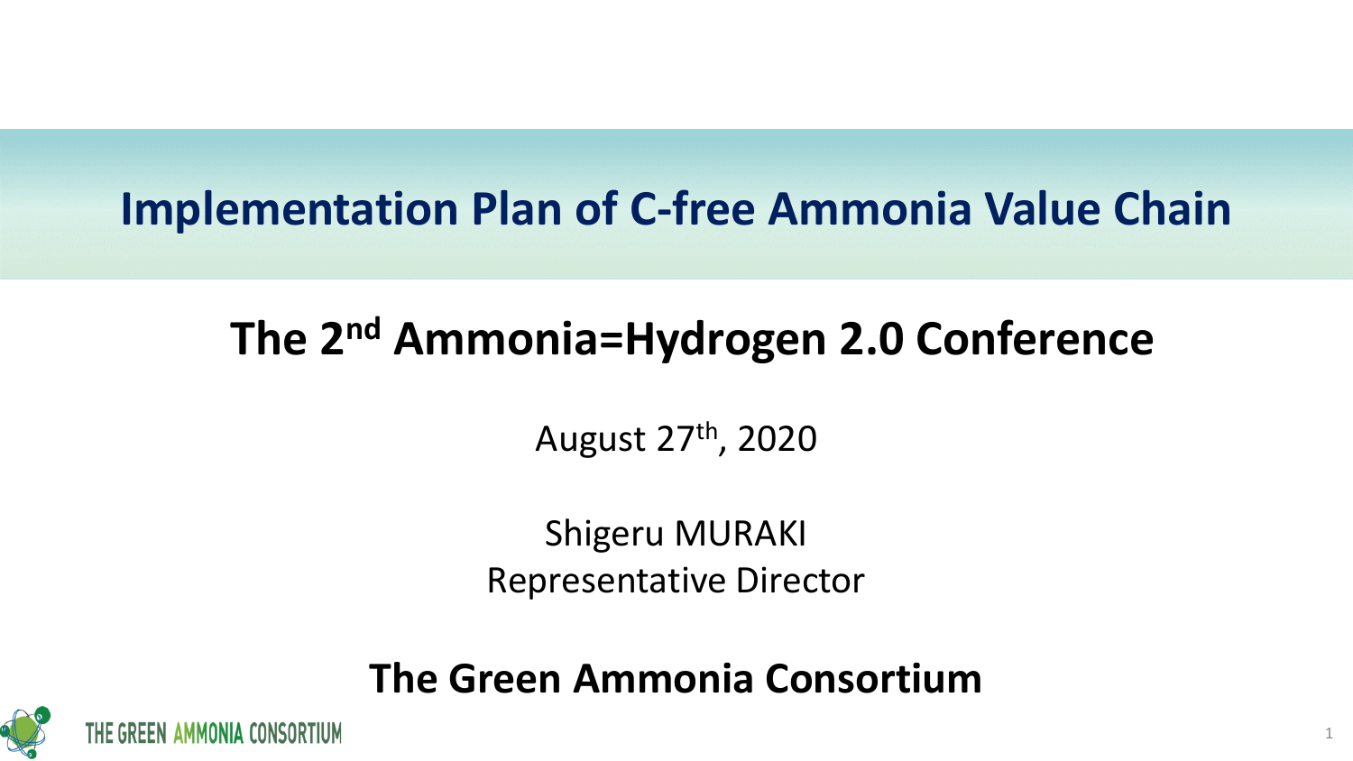# Implementation Plan of C-free Ammonia Value Chain

## The 2nd Ammonia=Hydrogen 2.0 Conference

August 27th, 2020

Shigeru MURAKI
Representative Director

**The Green Ammonia Consortium**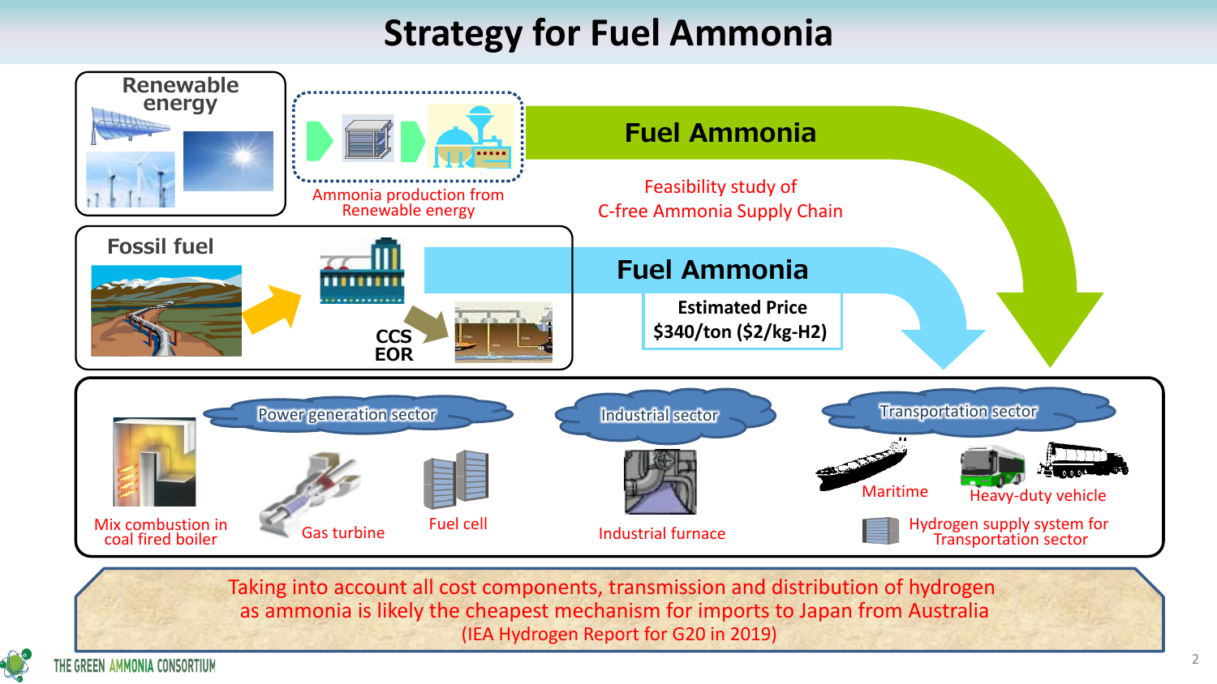# Strategy for Fuel Ammonia

**Renewable energy**

Ammonia production from Renewable energy

**Fuel Ammonia**

Feasibility study of C-free Ammonia Supply Chain

**Fossil fuel**

**CCS**
**EOR**

**Fuel Ammonia**

**Estimated Price**
**$340/ton ($2/kg-H2)**

**Power generation sector**

- Mix combustion in coal fired boiler
- Gas turbine
- Fuel cell

**Industrial sector**

- Industrial furnace

**Transportation sector**

- Maritime
- Heavy-duty vehicle
- Hydrogen supply system for Transportation sector

Taking into account all cost components, transmission and distribution of hydrogen as ammonia is likely the cheapest mechanism for imports to Japan from Australia
(IEA Hydrogen Report for G20 in 2019)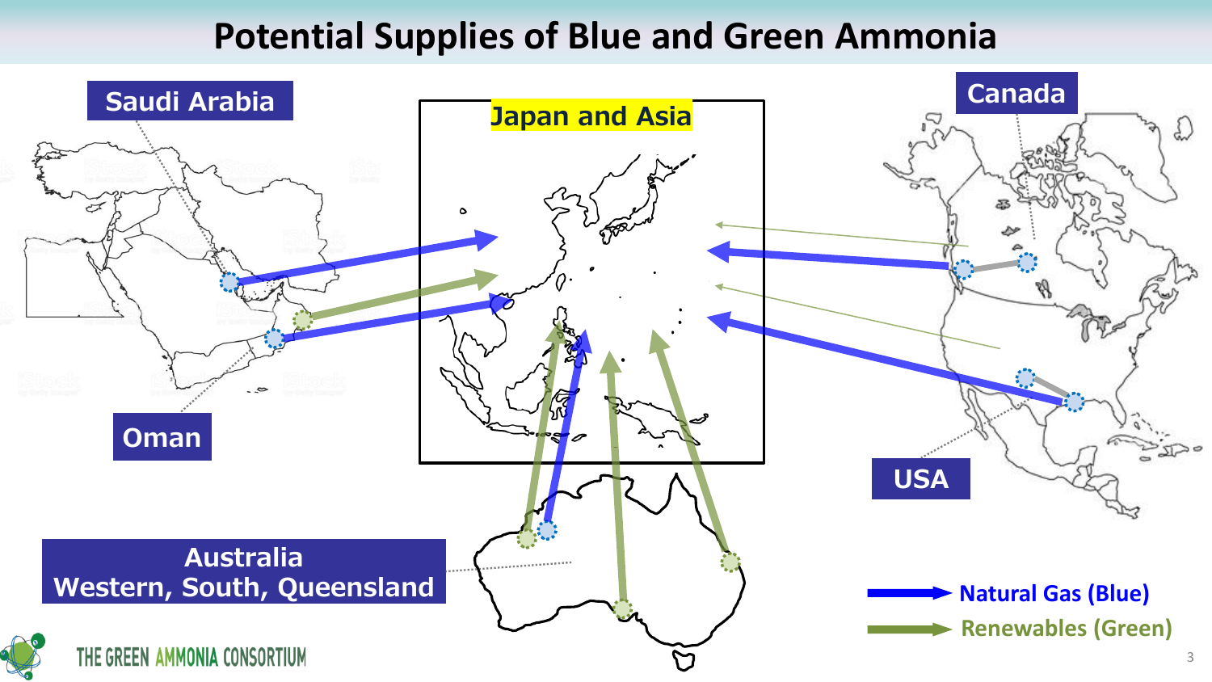# Potential Supplies of Blue and Green Ammonia

**Saudi Arabia**

**Oman**

**Japan and Asia**

**Canada**

**USA**

**Australia**
**Western, South, Queensland**

Natural Gas (Blue)

Renewables (Green)

THE GREEN AMMONIA CONSORTIUM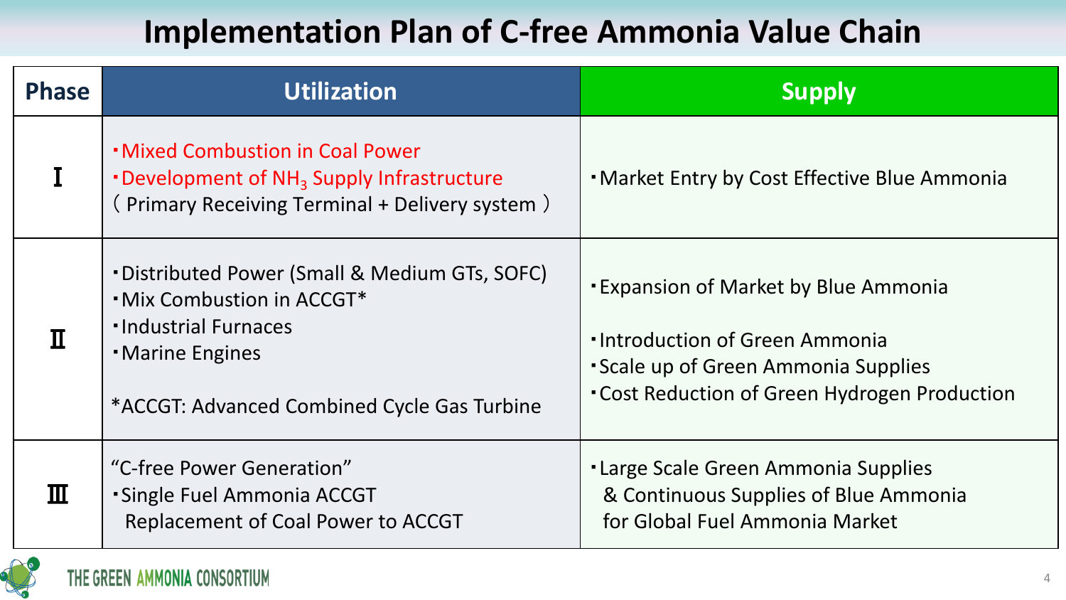# Implementation Plan of C-free Ammonia Value Chain

| Phase | Utilization | Supply |
|---|---|---|
| Ⅰ | ・Mixed Combustion in Coal Power<br>・Development of $NH_3$ Supply Infrastructure<br>（Primary Receiving Terminal + Delivery system） | ・Market Entry by Cost Effective Blue Ammonia |
| Ⅱ | ・Distributed Power (Small & Medium GTs, SOFC)<br>・Mix Combustion in ACCGT*<br>・Industrial Furnaces<br>・Marine Engines<br><br>*ACCGT: Advanced Combined Cycle Gas Turbine | ・Expansion of Market by Blue Ammonia<br><br>・Introduction of Green Ammonia<br>・Scale up of Green Ammonia Supplies<br>・Cost Reduction of Green Hydrogen Production |
| Ⅲ | "C-free Power Generation"<br>・Single Fuel Ammonia ACCGT<br>Replacement of Coal Power to ACCGT | ・Large Scale Green Ammonia Supplies<br>& Continuous Supplies of Blue Ammonia<br>for Global Fuel Ammonia Market |

THE GREEN AMMONIA CONSORTIUM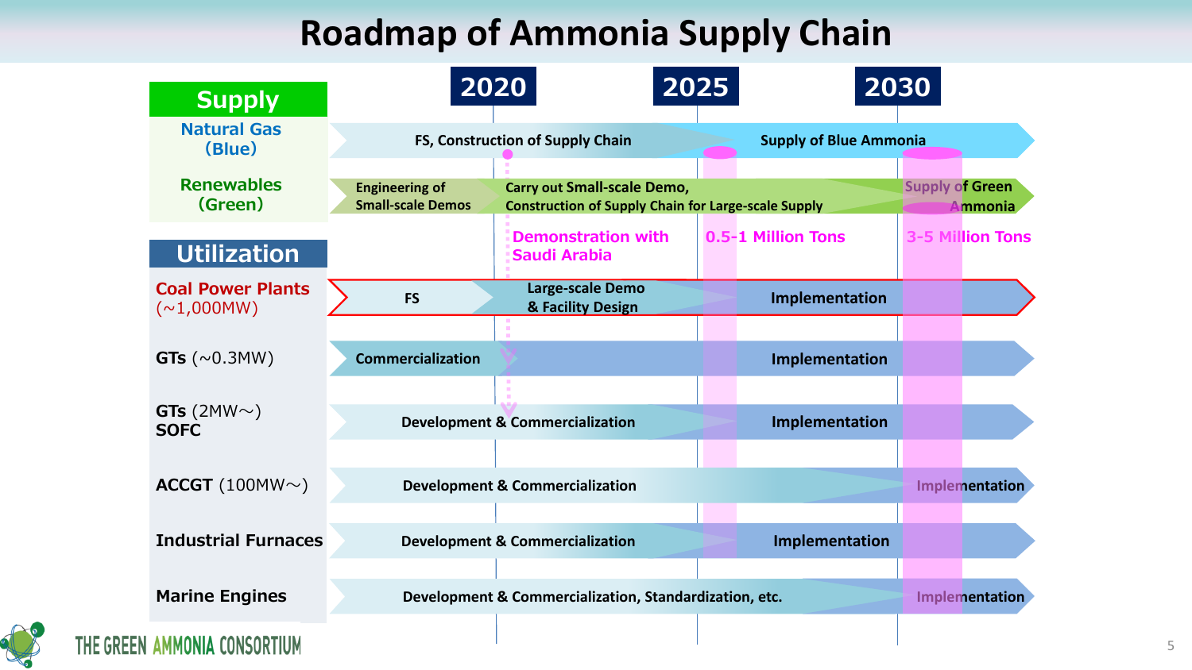# Roadmap of Ammonia Supply Chain

| | 2020 | 2025 | 2030 |
|---|---|---|---|
| **Supply** | | | |
| Natural Gas (Blue) | FS, Construction of Supply Chain | Supply of Blue Ammonia | |
| Renewables (Green) | Engineering of Small-scale Demos → Carry out Small-scale Demo, Construction of Supply Chain for Large-scale Supply | | Supply of Green Ammonia |
| | Demonstration with Saudi Arabia | 0.5-1 Million Tons | 3-5 Million Tons |
| **Utilization** | | | |
| Coal Power Plants (~1,000MW) | FS → Large-scale Demo & Facility Design | Implementation | |
| GTs (~0.3MW) | Commercialization | Implementation | |
| GTs (2MW~) SOFC | Development & Commercialization | Implementation | |
| ACCGT (100MW~) | Development & Commercialization | | Implementation |
| Industrial Furnaces | Development & Commercialization | Implementation | |
| Marine Engines | Development & Commercialization, Standardization, etc. | | Implementation |

THE GREEN AMMONIA CONSORTIUM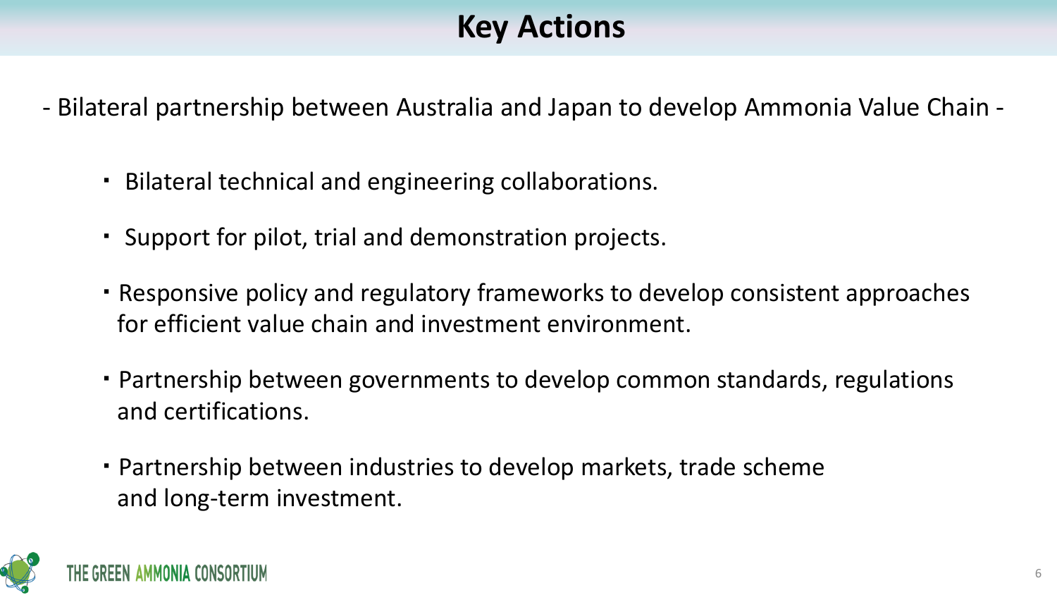# Key Actions

- Bilateral partnership between Australia and Japan to develop Ammonia Value Chain -

- Bilateral technical and engineering collaborations.
- Support for pilot, trial and demonstration projects.
- Responsive policy and regulatory frameworks to develop consistent approaches for efficient value chain and investment environment.
- Partnership between governments to develop common standards, regulations and certifications.
- Partnership between industries to develop markets, trade scheme and long-term investment.

THE GREEN AMMONIA CONSORTIUM